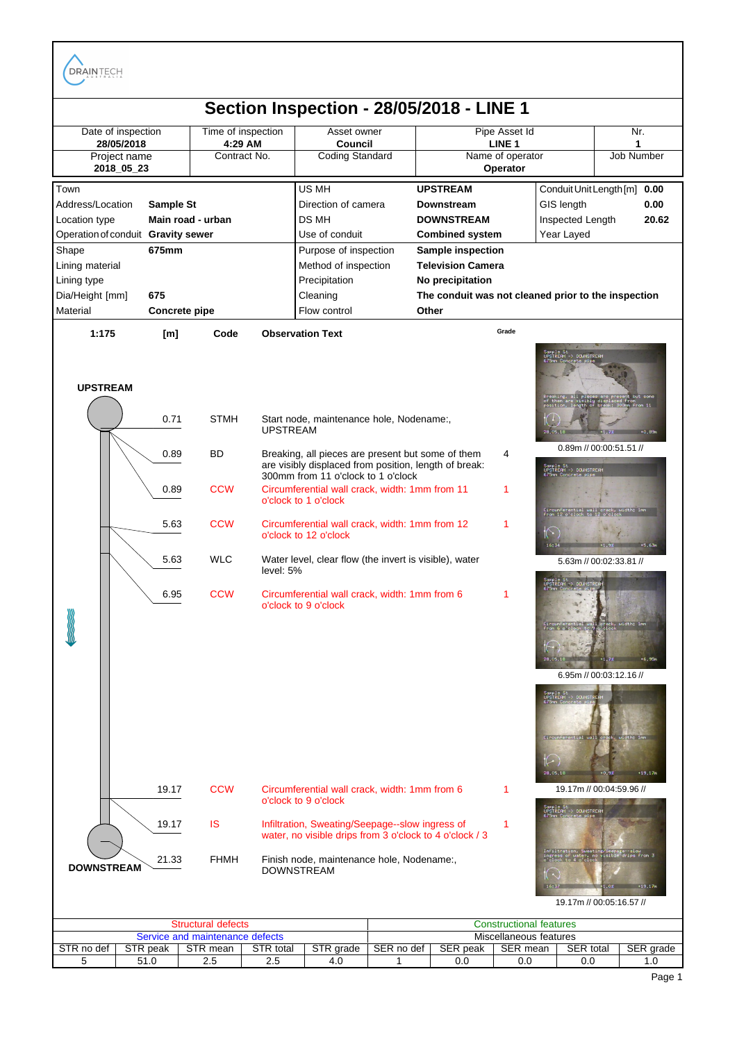DRAINTECH

# Section Inspection - 28/05/2018 - LINE 1

| Date of inspection | Time of inspection | Asset owner | Pipe Asset Id | Nr. |
|---|---|---|---|---|
| **28/05/2018** | **4:29 AM** | **Council** | **LINE 1** | **1** |
| Project name | Contract No. | Coding Standard | Name of operator | Job Number |
| **2018_05_23** | | | **Operator** | |

| | | | | | |
|---|---|---|---|---|---|
| Town | | US MH | **UPSTREAM** | Conduit Unit Length [m] | **0.00** |
| Address/Location | **Sample St** | Direction of camera | **Downstream** | GIS length | **0.00** |
| Location type | **Main road - urban** | DS MH | **DOWNSTREAM** | Inspected Length | **20.62** |
| Operation of conduit | **Gravity sewer** | Use of conduit | **Combined system** | Year Layed | |
| Shape | **675mm** | Purpose of inspection | **Sample inspection** | | |
| Lining material | | Method of inspection | **Television Camera** | | |
| Lining type | | Precipitation | **No precipitation** | | |
| Dia/Height [mm] | **675** | Cleaning | **The conduit was not cleaned prior to the inspection** | | |
| Material | **Concrete pipe** | Flow control | **Other** | | |

**UPSTREAM**

| 1:175 [m] | Code | Observation Text | Grade |
|---|---|---|---|
| 0.71 | STMH | Start node, maintenance hole, Nodename:, UPSTREAM | |
| 0.89 | BD | Breaking, all pieces are present but some of them are visibly displaced from position, length of break: 300mm from 11 o'clock to 1 o'clock | 4 |
| 0.89 | CCW | Circumferential wall crack, width: 1mm from 11 o'clock to 1 o'clock | 1 |
| 5.63 | CCW | Circumferential wall crack, width: 1mm from 12 o'clock to 12 o'clock | 1 |
| 5.63 | WLC | Water level, clear flow (the invert is visible), water level: 5% | |
| 6.95 | CCW | Circumferential wall crack, width: 1mm from 6 o'clock to 9 o'clock | 1 |
| 19.17 | CCW | Circumferential wall crack, width: 1mm from 6 o'clock to 9 o'clock | 1 |
| 19.17 | IS | Infiltration, Sweating/Seepage--slow ingress of water, no visible drips from 3 o'clock to 4 o'clock / 3 | 1 |
| 21.33 | FHMH | Finish node, maintenance hole, Nodename:, DOWNSTREAM | |

**DOWNSTREAM**

0.89m // 00:00:51.51 //

5.63m // 00:02:33.81 //

6.95m // 00:03:12.16 //

19.17m // 00:04:59.96 //

19.17m // 00:05:16.57 //

| Structural defects | | | | | Constructional features | | | | |
|---|---|---|---|---|---|---|---|---|---|
| Service and maintenance defects | | | | | Miscellaneous features | | | | |
| STR no def | STR peak | STR mean | STR total | STR grade | SER no def | SER peak | SER mean | SER total | SER grade |
| 5 | 51.0 | 2.5 | 2.5 | 4.0 | 1 | 0.0 | 0.0 | 0.0 | 1.0 |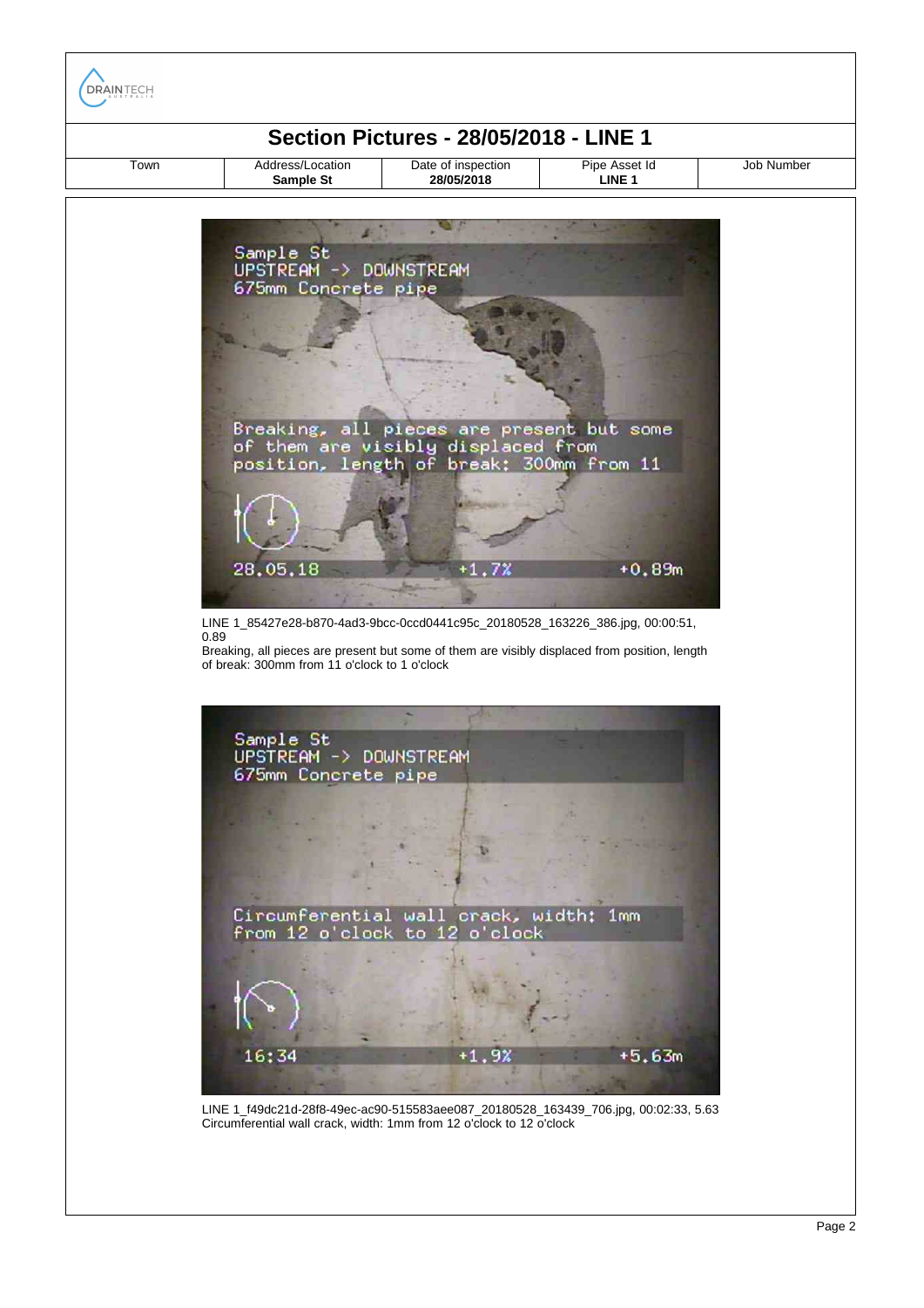DRAINTECH

# Section Pictures - 28/05/2018 - LINE 1

| Town | Address/Location | Date of inspection | Pipe Asset Id | Job Number |
|---|---|---|---|---|
| | **Sample St** | **28/05/2018** | **LINE 1** | |

LINE 1_85427e28-b870-4ad3-9bcc-0ccd0441c95c_20180528_163226_386.jpg, 00:00:51, 0.89

Breaking, all pieces are present but some of them are visibly displaced from position, length of break: 300mm from 11 o'clock to 1 o'clock

LINE 1_f49dc21d-28f8-49ec-ac90-515583aee087_20180528_163439_706.jpg, 00:02:33, 5.63

Circumferential wall crack, width: 1mm from 12 o'clock to 12 o'clock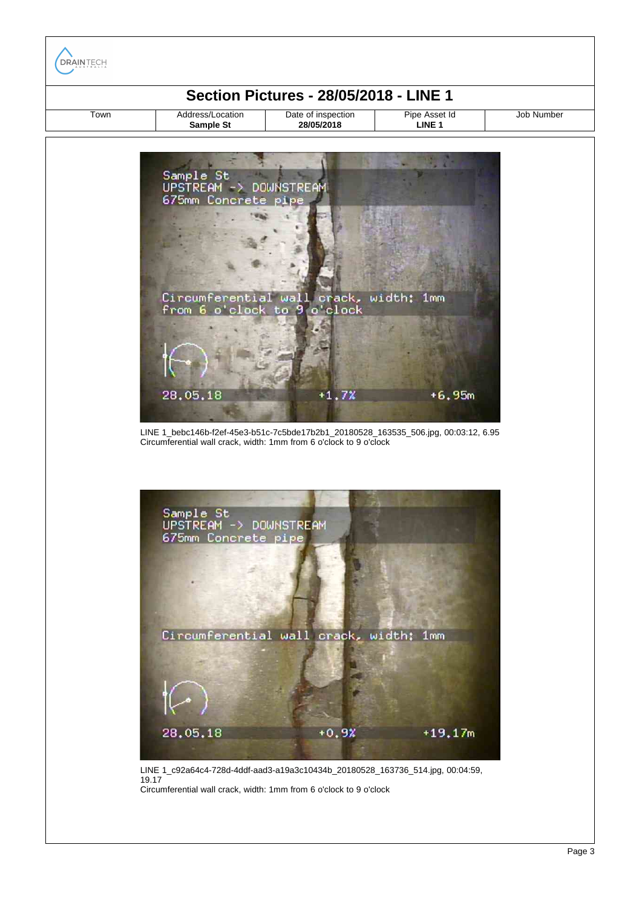DRAINTECH

# Section Pictures - 28/05/2018 - LINE 1

| Town | Address/Location | Date of inspection | Pipe Asset Id | Job Number |
|---|---|---|---|---|
| | **Sample St** | **28/05/2018** | **LINE 1** | |

LINE 1_bebc146b-f2ef-45e3-b51c-7c5bde17b2b1_20180528_163535_506.jpg, 00:03:12, 6.95
Circumferential wall crack, width: 1mm from 6 o'clock to 9 o'clock

LINE 1_c92a64c4-728d-4ddf-aad3-a19a3c10434b_20180528_163736_514.jpg, 00:04:59, 19.17
Circumferential wall crack, width: 1mm from 6 o'clock to 9 o'clock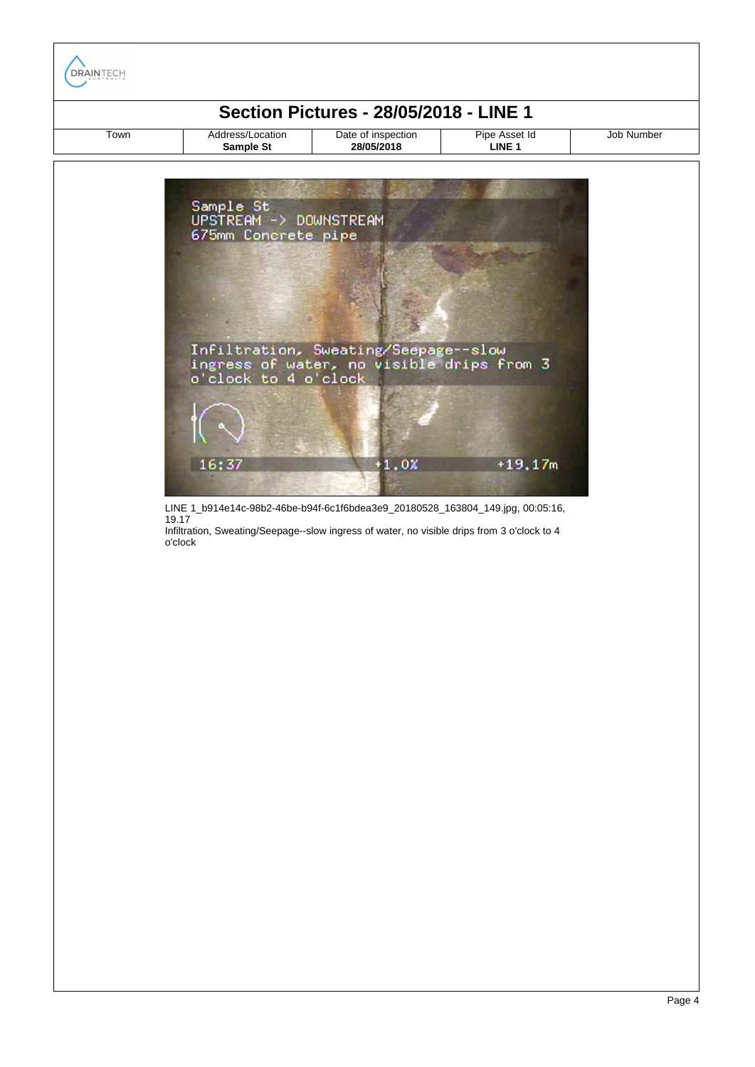## Section Pictures - 28/05/2018 - LINE 1

| Town | Address/Location | Date of inspection | Pipe Asset Id | Job Number |
|---|---|---|---|---|
| | **Sample St** | **28/05/2018** | **LINE 1** | |

LINE 1_b914e14c-98b2-46be-b94f-6c1f6bdea3e9_20180528_163804_149.jpg, 00:05:16, 19.17

Infiltration, Sweating/Seepage--slow ingress of water, no visible drips from 3 o'clock to 4 o'clock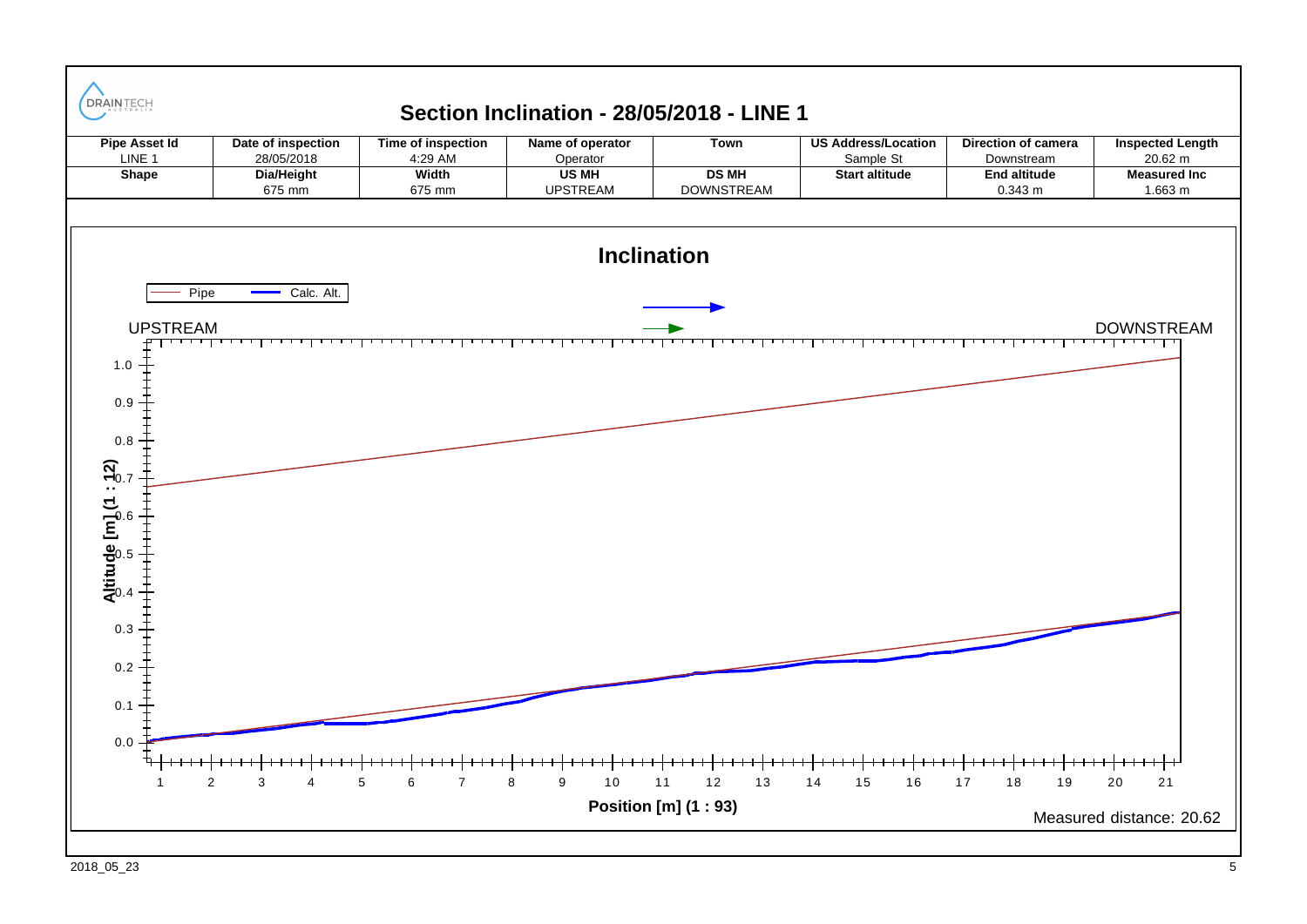DRAINTECH

# Section Inclination - 28/05/2018 - LINE 1

| Pipe Asset Id | Date of inspection | Time of inspection | Name of operator | Town | US Address/Location | Direction of camera | Inspected Length |
|---|---|---|---|---|---|---|---|
| LINE 1 | 28/05/2018 | 4:29 AM | Operator | | Sample St | Downstream | 20.62 m |
| **Shape** | **Dia/Height** | **Width** | **US MH** | **DS MH** | **Start altitude** | **End altitude** | **Measured Inc** |
| | 675 mm | 675 mm | UPSTREAM | DOWNSTREAM | | 0.343 m | 1.663 m |

## Inclination

Pipe
Calc. Alt.

UPSTREAM
DOWNSTREAM

Altitude [m] (1 : 12)

1.0
0.9
0.8
0.7
0.6
0.5
0.4
0.3
0.2
0.1
0.0

1 2 3 4 5 6 7 8 9 10 11 12 13 14 15 16 17 18 19 20 21

Position [m] (1 : 93)

Measured distance: 20.62